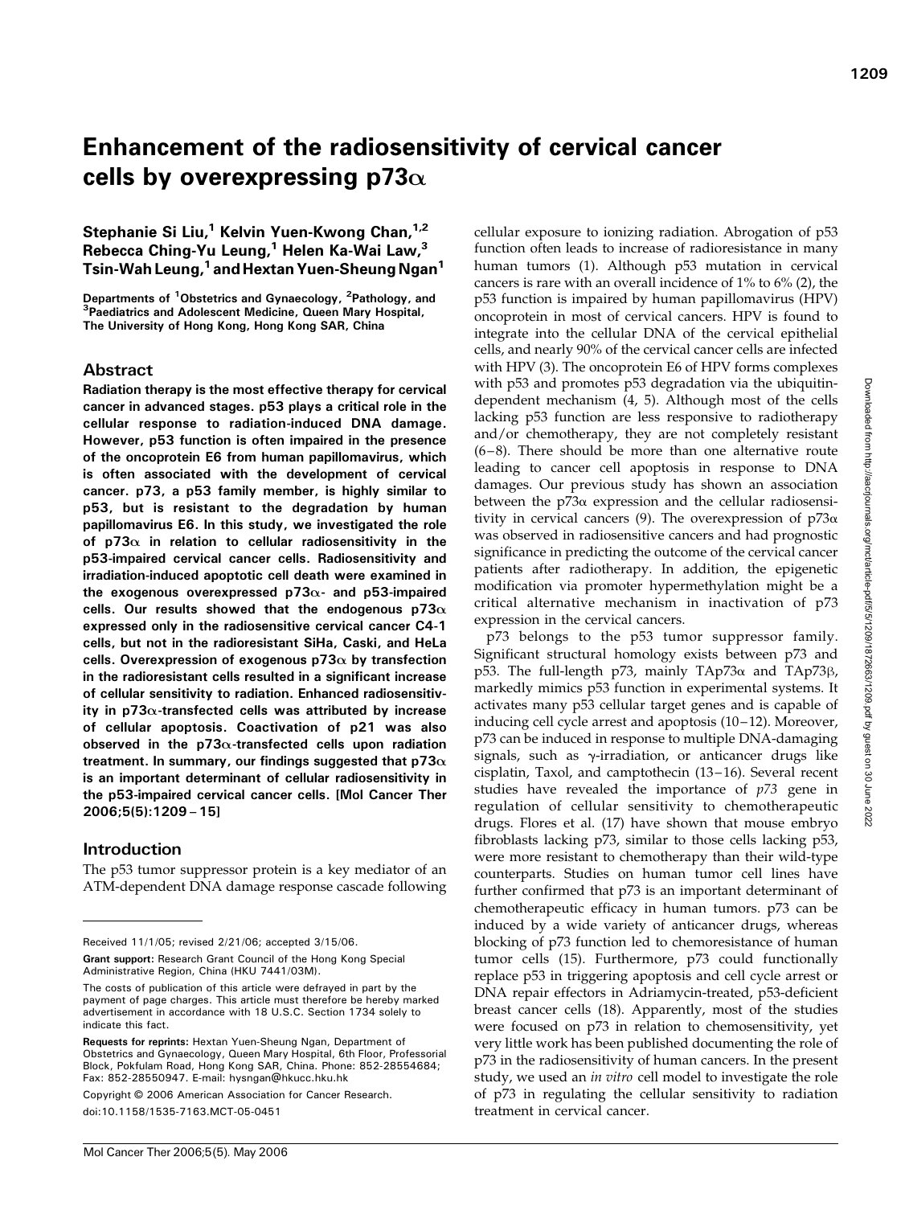# Enhancement of the radiosensitivity of cervical cancer cells by overexpressing p73α

**Stephanie Si Liu,[1] Kelvin Yuen-Kwong Chan,[1,2] Rebecca Ching-Yu Leung,[1] Helen Ka-Wai Law,[3] Tsin-Wah Leung,[1] and Hextan Yuen-Sheung Ngan[1]**

Departments of [1]Obstetrics and Gynaecology, [2]Pathology, and [3]Paediatrics and Adolescent Medicine, Queen Mary Hospital, The University of Hong Kong, Hong Kong SAR, China

## Abstract

**Radiation therapy is the most effective therapy for cervical cancer in advanced stages. p53 plays a critical role in the cellular response to radiation-induced DNA damage. However, p53 function is often impaired in the presence of the oncoprotein E6 from human papillomavirus, which is often associated with the development of cervical cancer. p73, a p53 family member, is highly similar to p53, but is resistant to the degradation by human papillomavirus E6. In this study, we investigated the role of p73α in relation to cellular radiosensitivity in the p53-impaired cervical cancer cells. Radiosensitivity and irradiation-induced apoptotic cell death were examined in the exogenous overexpressed p73α- and p53-impaired cells. Our results showed that the endogenous p73α expressed only in the radiosensitive cervical cancer C4-1 cells, but not in the radioresistant SiHa, Caski, and HeLa cells. Overexpression of exogenous p73α by transfection in the radioresistant cells resulted in a significant increase of cellular sensitivity to radiation. Enhanced radiosensitivity in p73α-transfected cells was attributed by increase of cellular apoptosis. Coactivation of p21 was also observed in the p73α-transfected cells upon radiation treatment. In summary, our findings suggested that p73α is an important determinant of cellular radiosensitivity in the p53-impaired cervical cancer cells. [Mol Cancer Ther 2006;5(5):1209–15]**

## Introduction

The p53 tumor suppressor protein is a key mediator of an ATM-dependent DNA damage response cascade following cellular exposure to ionizing radiation. Abrogation of p53 function often leads to increase of radioresistance in many human tumors (1). Although p53 mutation in cervical cancers is rare with an overall incidence of 1% to 6% (2), the p53 function is impaired by human papillomavirus (HPV) oncoprotein in most of cervical cancers. HPV is found to integrate into the cellular DNA of the cervical epithelial cells, and nearly 90% of the cervical cancer cells are infected with HPV (3). The oncoprotein E6 of HPV forms complexes with p53 and promotes p53 degradation via the ubiquitin-dependent mechanism (4, 5). Although most of the cells lacking p53 function are less responsive to radiotherapy and/or chemotherapy, they are not completely resistant (6–8). There should be more than one alternative route leading to cancer cell apoptosis in response to DNA damages. Our previous study has shown an association between the p73α expression and the cellular radiosensitivity in cervical cancers (9). The overexpression of p73α was observed in radiosensitive cancers and had prognostic significance in predicting the outcome of the cervical cancer patients after radiotherapy. In addition, the epigenetic modification via promoter hypermethylation might be a critical alternative mechanism in inactivation of p73 expression in the cervical cancers.

p73 belongs to the p53 tumor suppressor family. Significant structural homology exists between p73 and p53. The full-length p73, mainly TAp73α and TAp73β, markedly mimics p53 function in experimental systems. It activates many p53 cellular target genes and is capable of inducing cell cycle arrest and apoptosis (10–12). Moreover, p73 can be induced in response to multiple DNA-damaging signals, such as γ-irradiation, or anticancer drugs like cisplatin, Taxol, and camptothecin (13–16). Several recent studies have revealed the importance of *p73* gene in regulation of cellular sensitivity to chemotherapeutic drugs. Flores et al. (17) have shown that mouse embryo fibroblasts lacking p73, similar to those cells lacking p53, were more resistant to chemotherapy than their wild-type counterparts. Studies on human tumor cell lines have further confirmed that p73 is an important determinant of chemotherapeutic efficacy in human tumors. p73 can be induced by a wide variety of anticancer drugs, whereas blocking of p73 function led to chemoresistance of human tumor cells (15). Furthermore, p73 could functionally replace p53 in triggering apoptosis and cell cycle arrest or DNA repair effectors in Adriamycin-treated, p53-deficient breast cancer cells (18). Apparently, most of the studies were focused on p73 in relation to chemosensitivity, yet very little work has been published documenting the role of p73 in the radiosensitivity of human cancers. In the present study, we used an *in vitro* cell model to investigate the role of p73 in regulating the cellular sensitivity to radiation treatment in cervical cancer.

---

Received 11/1/05; revised 2/21/06; accepted 3/15/06.

**Grant support:** Research Grant Council of the Hong Kong Special Administrative Region, China (HKU 7441/03M).

The costs of publication of this article were defrayed in part by the payment of page charges. This article must therefore be hereby marked advertisement in accordance with 18 U.S.C. Section 1734 solely to indicate this fact.

**Requests for reprints:** Hextan Yuen-Sheung Ngan, Department of Obstetrics and Gynaecology, Queen Mary Hospital, 6th Floor, Professorial Block, Pokfulam Road, Hong Kong SAR, China. Phone: 852-28554684; Fax: 852-28550947. E-mail: hysngan@hkucc.hku.hk

Copyright © 2006 American Association for Cancer Research.

doi:10.1158/1535-7163.MCT-05-0451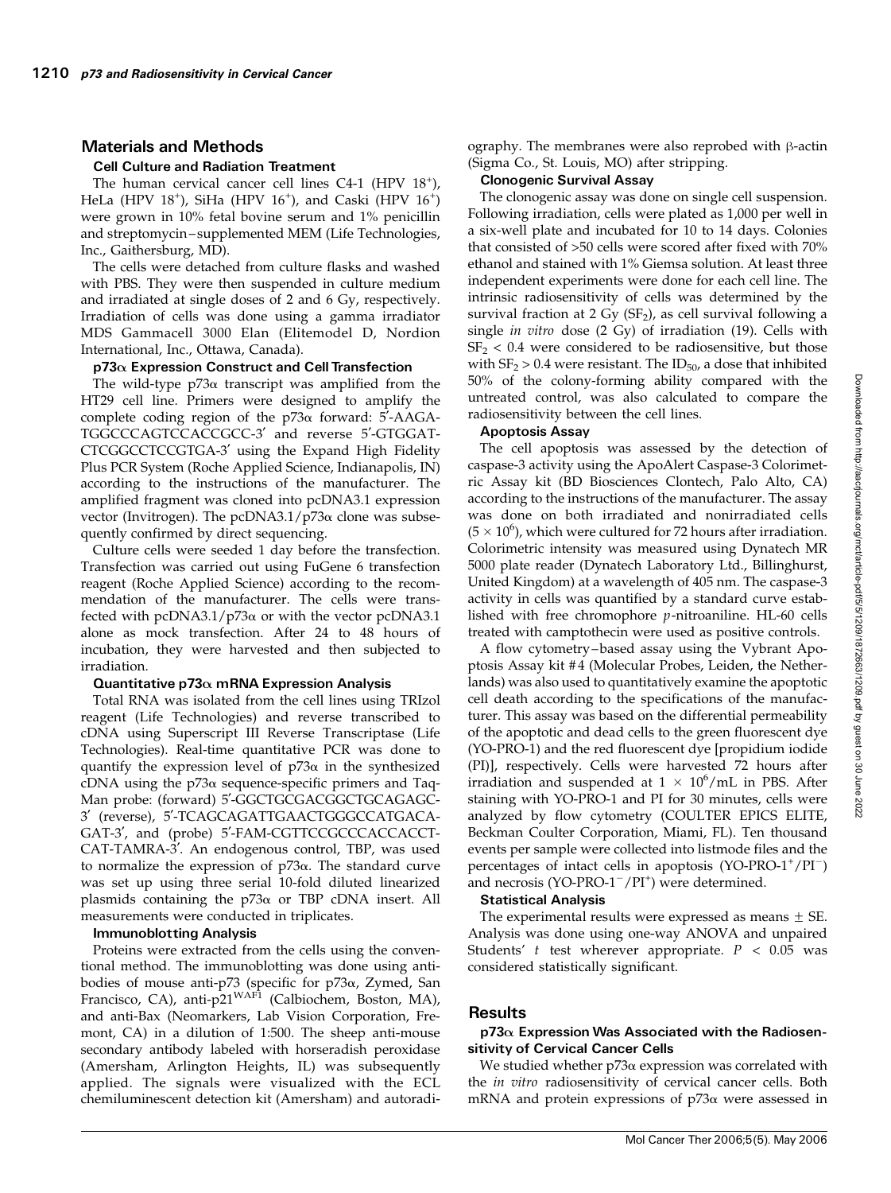## Materials and Methods

### Cell Culture and Radiation Treatment

The human cervical cancer cell lines C4-1 (HPV $18^+$), HeLa (HPV $18^+$), SiHa (HPV $16^+$), and Caski (HPV $16^+$) were grown in 10% fetal bovine serum and 1% penicillin and streptomycin–supplemented MEM (Life Technologies, Inc., Gaithersburg, MD).

The cells were detached from culture flasks and washed with PBS. They were then suspended in culture medium and irradiated at single doses of 2 and 6 Gy, respectively. Irradiation of cells was done using a gamma irradiator MDS Gammacell 3000 Elan (Elitemodel D, Nordion International, Inc., Ottawa, Canada).

### p73α Expression Construct and Cell Transfection

The wild-type p73α transcript was amplified from the HT29 cell line. Primers were designed to amplify the complete coding region of the p73α forward: 5′-AAGA-TGGCCCAGTCCACCGCC-3′ and reverse 5′-GTGGAT-CTCGGCCTCCGTGA-3′ using the Expand High Fidelity Plus PCR System (Roche Applied Science, Indianapolis, IN) according to the instructions of the manufacturer. The amplified fragment was cloned into pcDNA3.1 expression vector (Invitrogen). The pcDNA3.1/p73α clone was subsequently confirmed by direct sequencing.

Culture cells were seeded 1 day before the transfection. Transfection was carried out using FuGene 6 transfection reagent (Roche Applied Science) according to the recommendation of the manufacturer. The cells were transfected with pcDNA3.1/p73α or with the vector pcDNA3.1 alone as mock transfection. After 24 to 48 hours of incubation, they were harvested and then subjected to irradiation.

### Quantitative p73α mRNA Expression Analysis

Total RNA was isolated from the cell lines using TRIzol reagent (Life Technologies) and reverse transcribed to cDNA using Superscript III Reverse Transcriptase (Life Technologies). Real-time quantitative PCR was done to quantify the expression level of p73α in the synthesized cDNA using the p73α sequence-specific primers and TaqMan probe: (forward) 5′-GGCTGCGACGGCTGCAGAGC-3′ (reverse), 5′-TCAGCAGATTGAACTGGGCCATGACA-GAT-3′, and (probe) 5′-FAM-CGTTCCGCCCACCACCT-CAT-TAMRA-3′. An endogenous control, TBP, was used to normalize the expression of p73α. The standard curve was set up using three serial 10-fold diluted linearized plasmids containing the p73α or TBP cDNA insert. All measurements were conducted in triplicates.

### Immunoblotting Analysis

Proteins were extracted from the cells using the conventional method. The immunoblotting was done using antibodies of mouse anti-p73 (specific for p73α, Zymed, San Francisco, CA), anti-$p21^{WAF1}$ (Calbiochem, Boston, MA), and anti-Bax (Neomarkers, Lab Vision Corporation, Fremont, CA) in a dilution of 1:500. The sheep anti-mouse secondary antibody labeled with horseradish peroxidase (Amersham, Arlington Heights, IL) was subsequently applied. The signals were visualized with the ECL chemiluminescent detection kit (Amersham) and autoradiography. The membranes were also reprobed with β-actin (Sigma Co., St. Louis, MO) after stripping.

### Clonogenic Survival Assay

The clonogenic assay was done on single cell suspension. Following irradiation, cells were plated as 1,000 per well in a six-well plate and incubated for 10 to 14 days. Colonies that consisted of >50 cells were scored after fixed with 70% ethanol and stained with 1% Giemsa solution. At least three independent experiments were done for each cell line. The intrinsic radiosensitivity of cells was determined by the survival fraction at 2 Gy ($SF_2$), as cell survival following a single *in vitro* dose (2 Gy) of irradiation (19). Cells with $SF_2 < 0.4$ were considered to be radiosensitive, but those with $SF_2 > 0.4$ were resistant. The $ID_{50}$, a dose that inhibited 50% of the colony-forming ability compared with the untreated control, was also calculated to compare the radiosensitivity between the cell lines.

### Apoptosis Assay

The cell apoptosis was assessed by the detection of caspase-3 activity using the ApoAlert Caspase-3 Colorimetric Assay kit (BD Biosciences Clontech, Palo Alto, CA) according to the instructions of the manufacturer. The assay was done on both irradiated and nonirradiated cells ($5 \times 10^6$), which were cultured for 72 hours after irradiation. Colorimetric intensity was measured using Dynatech MR 5000 plate reader (Dynatech Laboratory Ltd., Billinghurst, United Kingdom) at a wavelength of 405 nm. The caspase-3 activity in cells was quantified by a standard curve established with free chromophore *p*-nitroaniline. HL-60 cells treated with camptothecin were used as positive controls.

A flow cytometry–based assay using the Vybrant Apoptosis Assay kit #4 (Molecular Probes, Leiden, the Netherlands) was also used to quantitatively examine the apoptotic cell death according to the specifications of the manufacturer. This assay was based on the differential permeability of the apoptotic and dead cells to the green fluorescent dye (YO-PRO-1) and the red fluorescent dye [propidium iodide (PI)], respectively. Cells were harvested 72 hours after irradiation and suspended at $1 \times 10^6$/mL in PBS. After staining with YO-PRO-1 and PI for 30 minutes, cells were analyzed by flow cytometry (COULTER EPICS ELITE, Beckman Coulter Corporation, Miami, FL). Ten thousand events per sample were collected into listmode files and the percentages of intact cells in apoptosis (YO-PRO-$1^+$/$PI^-$) and necrosis (YO-PRO-$1^-$/$PI^+$) were determined.

### Statistical Analysis

The experimental results were expressed as means ± SE. Analysis was done using one-way ANOVA and unpaired Students' *t* test wherever appropriate. $P < 0.05$ was considered statistically significant.

## Results

### p73α Expression Was Associated with the Radiosensitivity of Cervical Cancer Cells

We studied whether p73α expression was correlated with the *in vitro* radiosensitivity of cervical cancer cells. Both mRNA and protein expressions of p73α were assessed in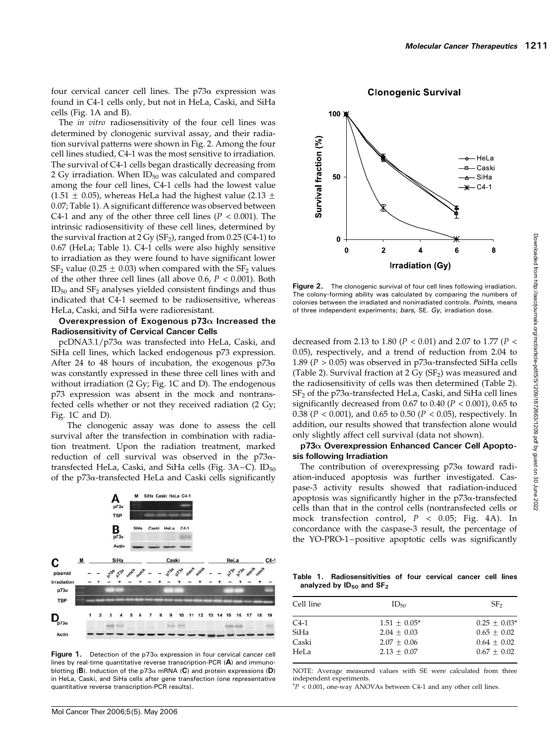four cervical cancer cell lines. The p73α expression was found in C4-1 cells only, but not in HeLa, Caski, and SiHa cells (Fig. 1A and B).

The *in vitro* radiosensitivity of the four cell lines was determined by clonogenic survival assay, and their radiation survival patterns were shown in Fig. 2. Among the four cell lines studied, C4-1 was the most sensitive to irradiation. The survival of C4-1 cells began drastically decreasing from 2 Gy irradiation. When $ID_{50}$ was calculated and compared among the four cell lines, C4-1 cells had the lowest value (1.51 ± 0.05), whereas HeLa had the highest value (2.13 ± 0.07; Table 1). A significant difference was observed between C4-1 and any of the other three cell lines ($P < 0.001$). The intrinsic radiosensitivity of these cell lines, determined by the survival fraction at 2 Gy ($SF_2$), ranged from 0.25 (C4-1) to 0.67 (HeLa; Table 1). C4-1 cells were also highly sensitive to irradiation as they were found to have significant lower $SF_2$ value (0.25 ± 0.03) when compared with the $SF_2$ values of the other three cell lines (all above 0.6, $P < 0.001$). Both $ID_{50}$ and $SF_2$ analyses yielded consistent findings and thus indicated that C4-1 seemed to be radiosensitive, whereas HeLa, Caski, and SiHa were radioresistant.

### Overexpression of Exogenous p73α Increased the Radiosensitivity of Cervical Cancer Cells

pcDNA3.1/p73α was transfected into HeLa, Caski, and SiHa cell lines, which lacked endogenous p73 expression. After 24 to 48 hours of incubation, the exogenous p73α was constantly expressed in these three cell lines with and without irradiation (2 Gy; Fig. 1C and D). The endogenous p73 expression was absent in the mock and nontransfected cells whether or not they received radiation (2 Gy; Fig. 1C and D).

The clonogenic assay was done to assess the cell survival after the transfection in combination with radiation treatment. Upon the radiation treatment, marked reduction of cell survival was observed in the p73α-transfected HeLa, Caski, and SiHa cells (Fig. 3A–C). $ID_{50}$ of the p73α-transfected HeLa and Caski cells significantly decreased from 2.13 to 1.80 ($P < 0.01$) and 2.07 to 1.77 ($P < 0.05$), respectively, and a trend of reduction from 2.04 to 1.89 ($P > 0.05$) was observed in p73α-transfected SiHa cells (Table 2). Survival fraction at 2 Gy ($SF_2$) was measured and the radiosensitivity of cells was then determined (Table 2). $SF_2$ of the p73α-transfected HeLa, Caski, and SiHa cell lines significantly decreased from 0.67 to 0.40 ($P < 0.001$), 0.65 to 0.38 ($P < 0.001$), and 0.65 to 0.50 ($P < 0.05$), respectively. In addition, our results showed that transfection alone would only slightly affect cell survival (data not shown).

### p73α Overexpression Enhanced Cancer Cell Apoptosis following Irradiation

The contribution of overexpressing p73α toward radiation-induced apoptosis was further investigated. Caspase-3 activity results showed that radiation-induced apoptosis was significantly higher in the p73α-transfected cells than that in the control cells (nontransfected cells or mock transfection control, $P < 0.05$; Fig. 4A). In concordance with the caspase-3 result, the percentage of the YO-PRO-1–positive apoptotic cells was significantly

**Figure 1.** Detection of the p73α expression in four cervical cancer cell lines by real-time quantitative reverse transcription-PCR (**A**) and immunoblotting (**B**). Induction of the p73α mRNA (**C**) and protein expressions (**D**) in HeLa, Caski, and SiHa cells after gene transfection (one representative quantitative reverse transcription-PCR results).

**Figure 2.** The clonogenic survival of four cell lines following irradiation. The colony-forming ability was calculated by comparing the numbers of colonies between the irradiated and nonirradiated controls. *Points,* means of three independent experiments; *bars,* SE. *Gy,* irradiation dose.

**Table 1. Radiosensitivities of four cervical cancer cell lines analyzed by $ID_{50}$ and $SF_2$**

| Cell line | $ID_{50}$ | $SF_2$ |
|---|---|---|
| C4-1 | 1.51 ± 0.05* | 0.25 ± 0.03* |
| SiHa | 2.04 ± 0.03 | 0.65 ± 0.02 |
| Caski | 2.07 ± 0.06 | 0.64 ± 0.02 |
| HeLa | 2.13 ± 0.07 | 0.67 ± 0.02 |

NOTE: Average measured values with SE were calculated from three independent experiments.

*$P < 0.001$, one-way ANOVAs between C4-1 and any other cell lines.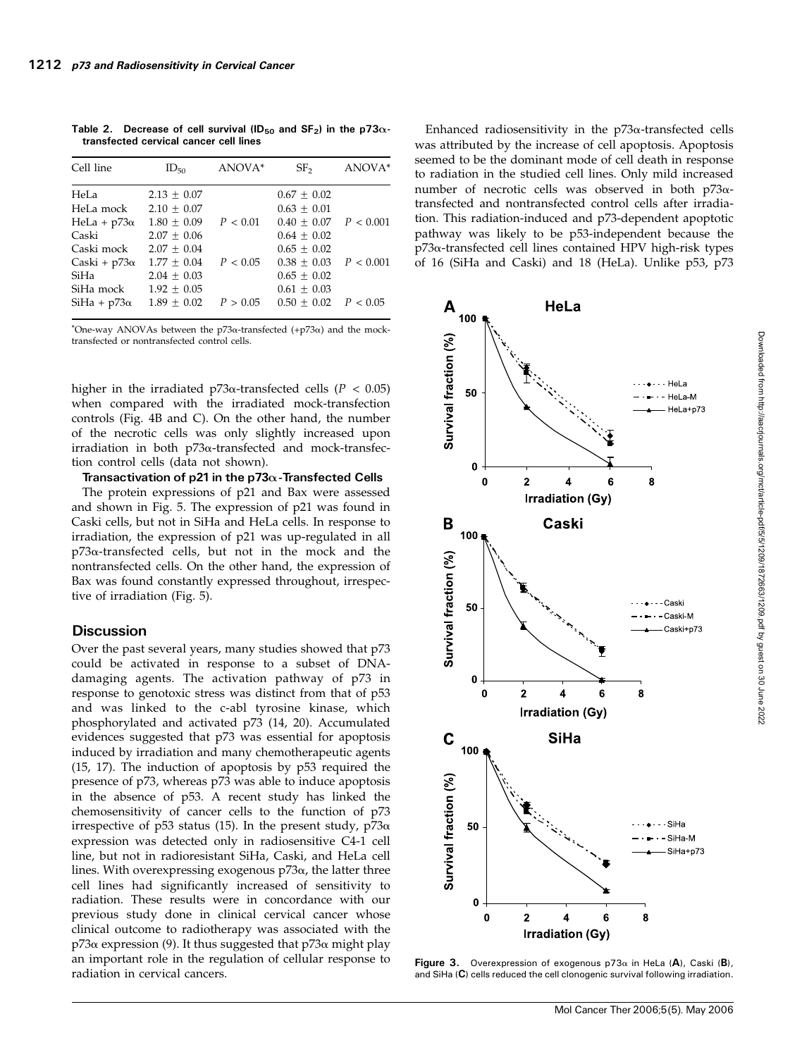**Table 2. Decrease of cell survival ($ID_{50}$ and $SF_2$) in the p73α-transfected cervical cancer cell lines**

| Cell line | $ID_{50}$ | ANOVA* | $SF_2$ | ANOVA* |
|---|---|---|---|---|
| HeLa | 2.13 ± 0.07 | | 0.67 ± 0.02 | |
| HeLa mock | 2.10 ± 0.07 | | 0.63 ± 0.01 | |
| HeLa + p73α | 1.80 ± 0.09 | $P < 0.01$ | 0.40 ± 0.07 | $P < 0.001$ |
| Caski | 2.07 ± 0.06 | | 0.64 ± 0.02 | |
| Caski mock | 2.07 ± 0.04 | | 0.65 ± 0.02 | |
| Caski + p73α | 1.77 ± 0.04 | $P < 0.05$ | 0.38 ± 0.03 | $P < 0.001$ |
| SiHa | 2.04 ± 0.03 | | 0.65 ± 0.02 | |
| SiHa mock | 1.92 ± 0.05 | | 0.61 ± 0.03 | |
| SiHa + p73α | 1.89 ± 0.02 | $P > 0.05$ | 0.50 ± 0.02 | $P < 0.05$ |

*One-way ANOVAs between the p73α-transfected (+p73α) and the mock-transfected or nontransfected control cells.

higher in the irradiated p73α-transfected cells ($P < 0.05$) when compared with the irradiated mock-transfection controls (Fig. 4B and C). On the other hand, the number of the necrotic cells was only slightly increased upon irradiation in both p73α-transfected and mock-transfection control cells (data not shown).

### Transactivation of p21 in the p73α-Transfected Cells

The protein expressions of p21 and Bax were assessed and shown in Fig. 5. The expression of p21 was found in Caski cells, but not in SiHa and HeLa cells. In response to irradiation, the expression of p21 was up-regulated in all p73α-transfected cells, but not in the mock and the nontransfected cells. On the other hand, the expression of Bax was found constantly expressed throughout, irrespective of irradiation (Fig. 5).

## Discussion

Over the past several years, many studies showed that p73 could be activated in response to a subset of DNA-damaging agents. The activation pathway of p73 in response to genotoxic stress was distinct from that of p53 and was linked to the c-abl tyrosine kinase, which phosphorylated and activated p73 (14, 20). Accumulated evidences suggested that p73 was essential for apoptosis induced by irradiation and many chemotherapeutic agents (15, 17). The induction of apoptosis by p53 required the presence of p73, whereas p73 was able to induce apoptosis in the absence of p53. A recent study has linked the chemosensitivity of cancer cells to the function of p73 irrespective of p53 status (15). In the present study, p73α expression was detected only in radiosensitive C4-1 cell line, but not in radioresistant SiHa, Caski, and HeLa cell lines. With overexpressing exogenous p73α, the latter three cell lines had significantly increased of sensitivity to radiation. These results were in concordance with our previous study done in clinical cervical cancer whose clinical outcome to radiotherapy was associated with the p73α expression (9). It thus suggested that p73α might play an important role in the regulation of cellular response to radiation in cervical cancers.

Enhanced radiosensitivity in the p73α-transfected cells was attributed by the increase of cell apoptosis. Apoptosis seemed to be the dominant mode of cell death in response to radiation in the studied cell lines. Only mild increased number of necrotic cells was observed in both p73α-transfected and nontransfected control cells after irradiation. This radiation-induced and p73-dependent apoptotic pathway was likely to be p53-independent because the p73α-transfected cell lines contained HPV high-risk types of 16 (SiHa and Caski) and 18 (HeLa). Unlike p53, p73

**Figure 3.** Overexpression of exogenous p73α in HeLa (**A**), Caski (**B**), and SiHa (**C**) cells reduced the cell clonogenic survival following irradiation.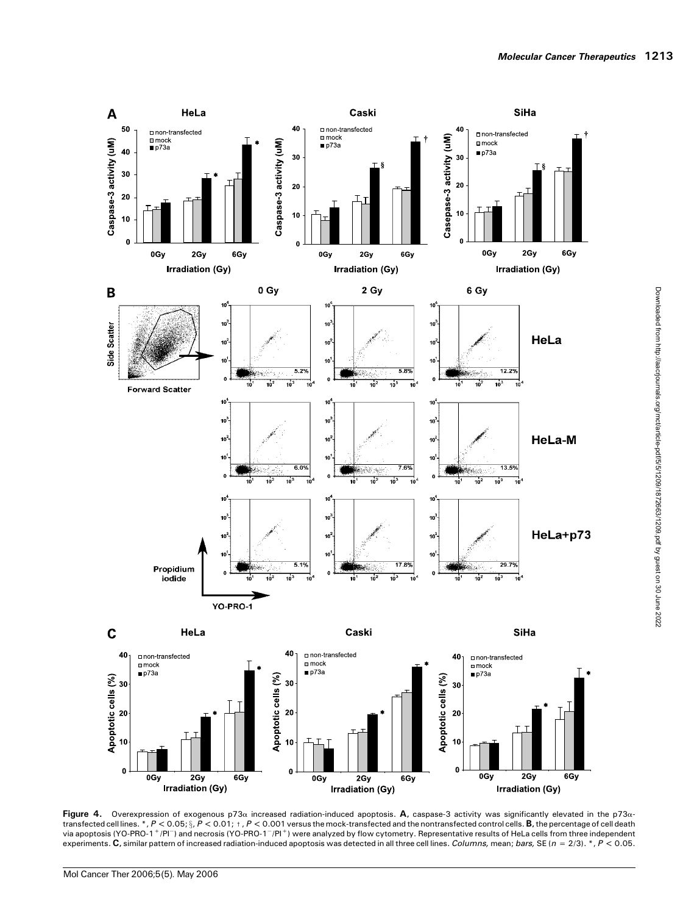**Figure 4.** Overexpression of exogenous p73α increased radiation-induced apoptosis. **A,** caspase-3 activity was significantly elevated in the p73α-transfected cell lines. *, $P < 0.05$; §, $P < 0.01$; †, $P < 0.001$ versus the mock-transfected and the nontransfected control cells. **B,** the percentage of cell death via apoptosis (YO-PRO-1$^{+}$/PI$^{-}$) and necrosis (YO-PRO-1$^{-}$/PI$^{+}$) were analyzed by flow cytometry. Representative results of HeLa cells from three independent experiments. **C,** similar pattern of increased radiation-induced apoptosis was detected in all three cell lines. *Columns,* mean; *bars,* SE ($n$ = 2/3). *, $P < 0.05$.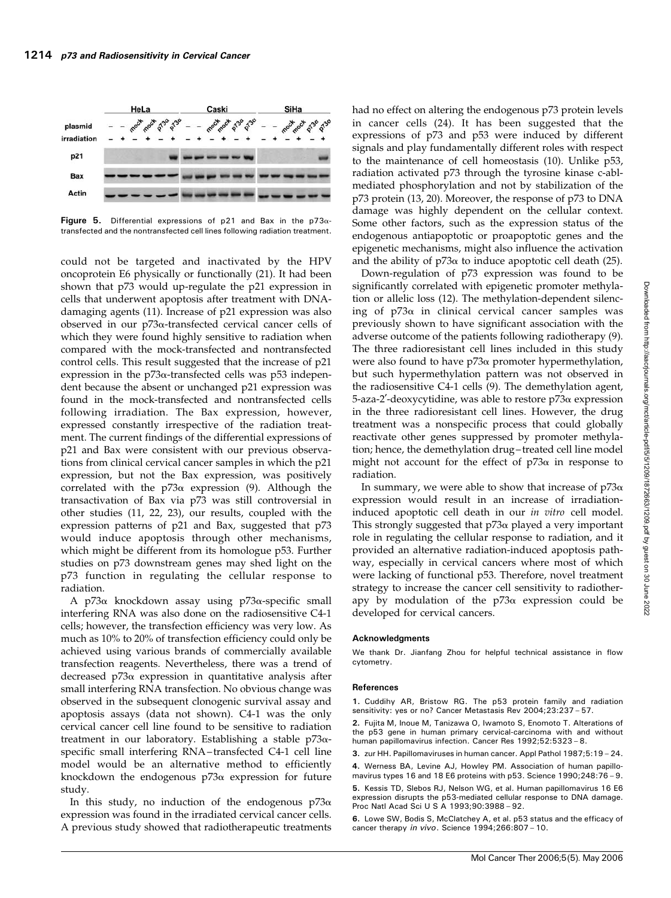**Figure 5.** Differential expressions of p21 and Bax in the p73α-transfected and the nontransfected cell lines following radiation treatment.

could not be targeted and inactivated by the HPV oncoprotein E6 physically or functionally (21). It had been shown that p73 would up-regulate the p21 expression in cells that underwent apoptosis after treatment with DNA-damaging agents (11). Increase of p21 expression was also observed in our p73α-transfected cervical cancer cells of which they were found highly sensitive to radiation when compared with the mock-transfected and nontransfected control cells. This result suggested that the increase of p21 expression in the p73α-transfected cells was p53 independent because the absent or unchanged p21 expression was found in the mock-transfected and nontransfected cells following irradiation. The Bax expression, however, expressed constantly irrespective of the radiation treatment. The current findings of the differential expressions of p21 and Bax were consistent with our previous observations from clinical cervical cancer samples in which the p21 expression, but not the Bax expression, was positively correlated with the p73α expression (9). Although the transactivation of Bax via p73 was still controversial in other studies (11, 22, 23), our results, coupled with the expression patterns of p21 and Bax, suggested that p73 would induce apoptosis through other mechanisms, which might be different from its homologue p53. Further studies on p73 downstream genes may shed light on the p73 function in regulating the cellular response to radiation.

A p73α knockdown assay using p73α-specific small interfering RNA was also done on the radiosensitive C4-1 cells; however, the transfection efficiency was very low. As much as 10% to 20% of transfection efficiency could only be achieved using various brands of commercially available transfection reagents. Nevertheless, there was a trend of decreased p73α expression in quantitative analysis after small interfering RNA transfection. No obvious change was observed in the subsequent clonogenic survival assay and apoptosis assays (data not shown). C4-1 was the only cervical cancer cell line found to be sensitive to radiation treatment in our laboratory. Establishing a stable p73α-specific small interfering RNA–transfected C4-1 cell line model would be an alternative method to efficiently knockdown the endogenous p73α expression for future study.

In this study, no induction of the endogenous p73α expression was found in the irradiated cervical cancer cells. A previous study showed that radiotherapeutic treatments had no effect on altering the endogenous p73 protein levels in cancer cells (24). It has been suggested that the expressions of p73 and p53 were induced by different signals and play fundamentally different roles with respect to the maintenance of cell homeostasis (10). Unlike p53, radiation activated p73 through the tyrosine kinase c-abl-mediated phosphorylation and not by stabilization of the p73 protein (13, 20). Moreover, the response of p73 to DNA damage was highly dependent on the cellular context. Some other factors, such as the expression status of the endogenous antiapoptotic or proapoptotic genes and the epigenetic mechanisms, might also influence the activation and the ability of p73α to induce apoptotic cell death (25).

Down-regulation of p73 expression was found to be significantly correlated with epigenetic promoter methylation or allelic loss (12). The methylation-dependent silencing of p73α in clinical cervical cancer samples was previously shown to have significant association with the adverse outcome of the patients following radiotherapy (9). The three radioresistant cell lines included in this study were also found to have p73α promoter hypermethylation, but such hypermethylation pattern was not observed in the radiosensitive C4-1 cells (9). The demethylation agent, 5-aza-2′-deoxycytidine, was able to restore p73α expression in the three radioresistant cell lines. However, the drug treatment was a nonspecific process that could globally reactivate other genes suppressed by promoter methylation; hence, the demethylation drug–treated cell line model might not account for the effect of p73α in response to radiation.

In summary, we were able to show that increase of p73α expression would result in an increase of irradiation-induced apoptotic cell death in our *in vitro* cell model. This strongly suggested that p73α played a very important role in regulating the cellular response to radiation, and it provided an alternative radiation-induced apoptosis pathway, especially in cervical cancers where most of which were lacking of functional p53. Therefore, novel treatment strategy to increase the cancer cell sensitivity to radiotherapy by modulation of the p73α expression could be developed for cervical cancers.

#### Acknowledgments

We thank Dr. Jianfang Zhou for helpful technical assistance in flow cytometry.

#### References

1. Cuddihy AR, Bristow RG. The p53 protein family and radiation sensitivity: yes or no? Cancer Metastasis Rev 2004;23:237 – 57.
2. Fujita M, Inoue M, Tanizawa O, Iwamoto S, Enomoto T. Alterations of the p53 gene in human primary cervical-carcinoma with and without human papillomavirus infection. Cancer Res 1992;52:5323 – 8.
3. zur HH. Papillomaviruses in human cancer. Appl Pathol 1987;5:19 – 24.
4. Werness BA, Levine AJ, Howley PM. Association of human papillomavirus types 16 and 18 E6 proteins with p53. Science 1990;248:76 – 9.
5. Kessis TD, Slebos RJ, Nelson WG, et al. Human papillomavirus 16 E6 expression disrupts the p53-mediated cellular response to DNA damage. Proc Natl Acad Sci U S A 1993;90:3988 – 92.
6. Lowe SW, Bodis S, McClatchey A, et al. p53 status and the efficacy of cancer therapy *in vivo*. Science 1994;266:807 – 10.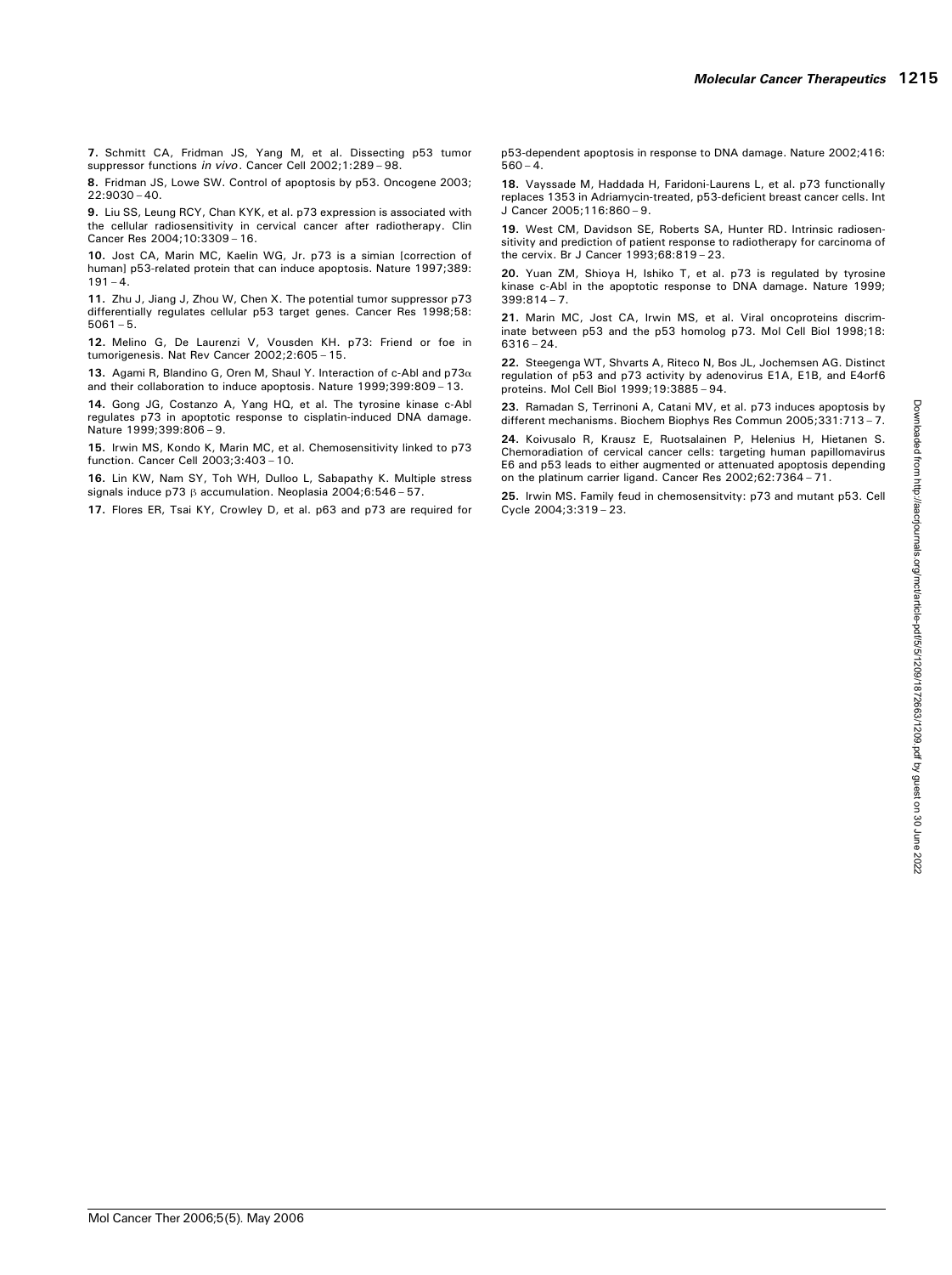7. Schmitt CA, Fridman JS, Yang M, et al. Dissecting p53 tumor suppressor functions *in vivo*. Cancer Cell 2002;1:289 – 98.

8. Fridman JS, Lowe SW. Control of apoptosis by p53. Oncogene 2003; 22:9030 – 40.

9. Liu SS, Leung RCY, Chan KYK, et al. p73 expression is associated with the cellular radiosensitivity in cervical cancer after radiotherapy. Clin Cancer Res 2004;10:3309 – 16.

10. Jost CA, Marin MC, Kaelin WG, Jr. p73 is a simian [correction of human] p53-related protein that can induce apoptosis. Nature 1997;389: 191 – 4.

11. Zhu J, Jiang J, Zhou W, Chen X. The potential tumor suppressor p73 differentially regulates cellular p53 target genes. Cancer Res 1998;58: 5061 – 5.

12. Melino G, De Laurenzi V, Vousden KH. p73: Friend or foe in tumorigenesis. Nat Rev Cancer 2002;2:605 – 15.

13. Agami R, Blandino G, Oren M, Shaul Y. Interaction of c-Abl and p73α and their collaboration to induce apoptosis. Nature 1999;399:809 – 13.

14. Gong JG, Costanzo A, Yang HQ, et al. The tyrosine kinase c-Abl regulates p73 in apoptotic response to cisplatin-induced DNA damage. Nature 1999;399:806 – 9.

15. Irwin MS, Kondo K, Marin MC, et al. Chemosensitivity linked to p73 function. Cancer Cell 2003;3:403 – 10.

16. Lin KW, Nam SY, Toh WH, Dulloo L, Sabapathy K. Multiple stress signals induce p73 β accumulation. Neoplasia 2004;6:546 – 57.

17. Flores ER, Tsai KY, Crowley D, et al. p63 and p73 are required for p53-dependent apoptosis in response to DNA damage. Nature 2002;416: 560 – 4.

18. Vayssade M, Haddada H, Faridoni-Laurens L, et al. p73 functionally replaces 1353 in Adriamycin-treated, p53-deficient breast cancer cells. Int J Cancer 2005;116:860 – 9.

19. West CM, Davidson SE, Roberts SA, Hunter RD. Intrinsic radiosensitivity and prediction of patient response to radiotherapy for carcinoma of the cervix. Br J Cancer 1993;68:819 – 23.

20. Yuan ZM, Shioya H, Ishiko T, et al. p73 is regulated by tyrosine kinase c-Abl in the apoptotic response to DNA damage. Nature 1999; 399:814 – 7.

21. Marin MC, Jost CA, Irwin MS, et al. Viral oncoproteins discriminate between p53 and the p53 homolog p73. Mol Cell Biol 1998;18: 6316 – 24.

22. Steegenga WT, Shvarts A, Riteco N, Bos JL, Jochemsen AG. Distinct regulation of p53 and p73 activity by adenovirus E1A, E1B, and E4orf6 proteins. Mol Cell Biol 1999;19:3885 – 94.

23. Ramadan S, Terrinoni A, Catani MV, et al. p73 induces apoptosis by different mechanisms. Biochem Biophys Res Commun 2005;331:713 – 7.

24. Koivusalo R, Krausz E, Ruotsalainen P, Helenius H, Hietanen S. Chemoradiation of cervical cancer cells: targeting human papillomavirus E6 and p53 leads to either augmented or attenuated apoptosis depending on the platinum carrier ligand. Cancer Res 2002;62:7364 – 71.

25. Irwin MS. Family feud in chemosensitvity: p73 and mutant p53. Cell Cycle 2004;3:319 – 23.